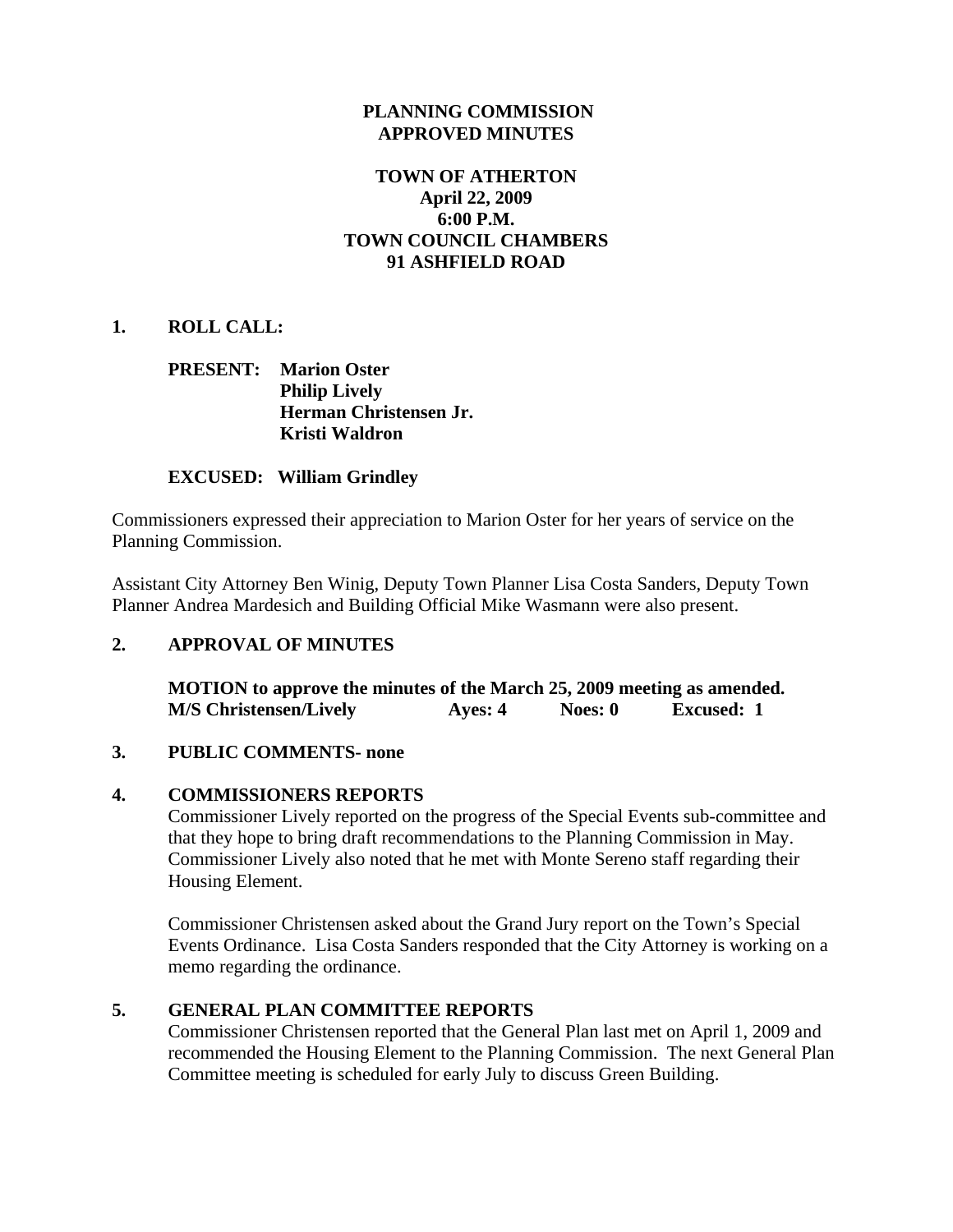**PLANNING COMMISSION**
**APPROVED MINUTES**

**TOWN OF ATHERTON**
**April 22, 2009**
**6:00 P.M.**
**TOWN COUNCIL CHAMBERS**
**91 ASHFIELD ROAD**

## 1. ROLL CALL:

**PRESENT:** **Marion Oster**
**Philip Lively**
**Herman Christensen Jr.**
**Kristi Waldron**

**EXCUSED:** **William Grindley**

Commissioners expressed their appreciation to Marion Oster for her years of service on the Planning Commission.

Assistant City Attorney Ben Winig, Deputy Town Planner Lisa Costa Sanders, Deputy Town Planner Andrea Mardesich and Building Official Mike Wasmann were also present.

## 2. APPROVAL OF MINUTES

**MOTION to approve the minutes of the March 25, 2009 meeting as amended.**
**M/S Christensen/Lively** **Ayes: 4** **Noes: 0** **Excused: 1**

## 3. PUBLIC COMMENTS- none

## 4. COMMISSIONERS REPORTS

Commissioner Lively reported on the progress of the Special Events sub-committee and that they hope to bring draft recommendations to the Planning Commission in May. Commissioner Lively also noted that he met with Monte Sereno staff regarding their Housing Element.

Commissioner Christensen asked about the Grand Jury report on the Town's Special Events Ordinance. Lisa Costa Sanders responded that the City Attorney is working on a memo regarding the ordinance.

## 5. GENERAL PLAN COMMITTEE REPORTS

Commissioner Christensen reported that the General Plan last met on April 1, 2009 and recommended the Housing Element to the Planning Commission. The next General Plan Committee meeting is scheduled for early July to discuss Green Building.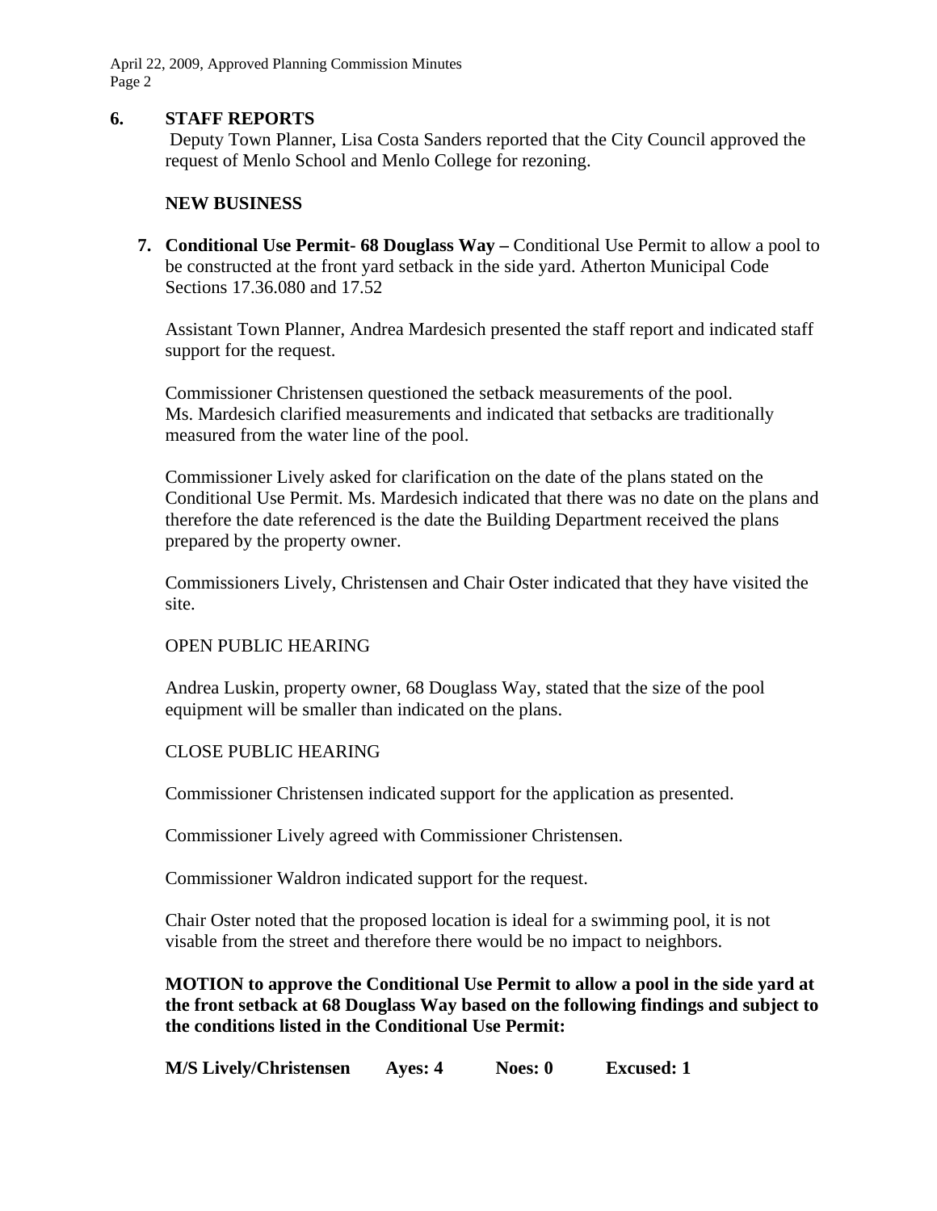## 6. STAFF REPORTS

Deputy Town Planner, Lisa Costa Sanders reported that the City Council approved the request of Menlo School and Menlo College for rezoning.

### NEW BUSINESS

7. **Conditional Use Permit- 68 Douglass Way –** Conditional Use Permit to allow a pool to be constructed at the front yard setback in the side yard. Atherton Municipal Code Sections 17.36.080 and 17.52

Assistant Town Planner, Andrea Mardesich presented the staff report and indicated staff support for the request.

Commissioner Christensen questioned the setback measurements of the pool. Ms. Mardesich clarified measurements and indicated that setbacks are traditionally measured from the water line of the pool.

Commissioner Lively asked for clarification on the date of the plans stated on the Conditional Use Permit. Ms. Mardesich indicated that there was no date on the plans and therefore the date referenced is the date the Building Department received the plans prepared by the property owner.

Commissioners Lively, Christensen and Chair Oster indicated that they have visited the site.

OPEN PUBLIC HEARING

Andrea Luskin, property owner, 68 Douglass Way, stated that the size of the pool equipment will be smaller than indicated on the plans.

CLOSE PUBLIC HEARING

Commissioner Christensen indicated support for the application as presented.

Commissioner Lively agreed with Commissioner Christensen.

Commissioner Waldron indicated support for the request.

Chair Oster noted that the proposed location is ideal for a swimming pool, it is not visable from the street and therefore there would be no impact to neighbors.

**MOTION to approve the Conditional Use Permit to allow a pool in the side yard at the front setback at 68 Douglass Way based on the following findings and subject to the conditions listed in the Conditional Use Permit:**

**M/S Lively/Christensen Ayes: 4 Noes: 0 Excused: 1**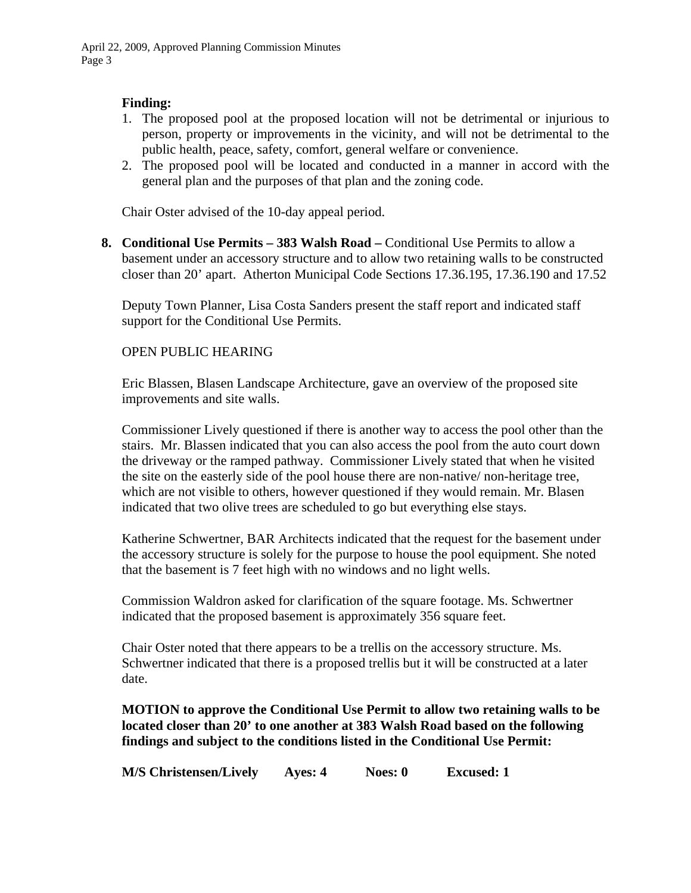**Finding:**

1. The proposed pool at the proposed location will not be detrimental or injurious to person, property or improvements in the vicinity, and will not be detrimental to the public health, peace, safety, comfort, general welfare or convenience.
2. The proposed pool will be located and conducted in a manner in accord with the general plan and the purposes of that plan and the zoning code.

Chair Oster advised of the 10-day appeal period.

**8. Conditional Use Permits – 383 Walsh Road –** Conditional Use Permits to allow a basement under an accessory structure and to allow two retaining walls to be constructed closer than 20' apart. Atherton Municipal Code Sections 17.36.195, 17.36.190 and 17.52

Deputy Town Planner, Lisa Costa Sanders present the staff report and indicated staff support for the Conditional Use Permits.

OPEN PUBLIC HEARING

Eric Blassen, Blasen Landscape Architecture, gave an overview of the proposed site improvements and site walls.

Commissioner Lively questioned if there is another way to access the pool other than the stairs. Mr. Blassen indicated that you can also access the pool from the auto court down the driveway or the ramped pathway. Commissioner Lively stated that when he visited the site on the easterly side of the pool house there are non-native/ non-heritage tree, which are not visible to others, however questioned if they would remain. Mr. Blasen indicated that two olive trees are scheduled to go but everything else stays.

Katherine Schwertner, BAR Architects indicated that the request for the basement under the accessory structure is solely for the purpose to house the pool equipment. She noted that the basement is 7 feet high with no windows and no light wells.

Commission Waldron asked for clarification of the square footage. Ms. Schwertner indicated that the proposed basement is approximately 356 square feet.

Chair Oster noted that there appears to be a trellis on the accessory structure. Ms. Schwertner indicated that there is a proposed trellis but it will be constructed at a later date.

**MOTION to approve the Conditional Use Permit to allow two retaining walls to be located closer than 20' to one another at 383 Walsh Road based on the following findings and subject to the conditions listed in the Conditional Use Permit:**

**M/S Christensen/Lively Ayes: 4 Noes: 0 Excused: 1**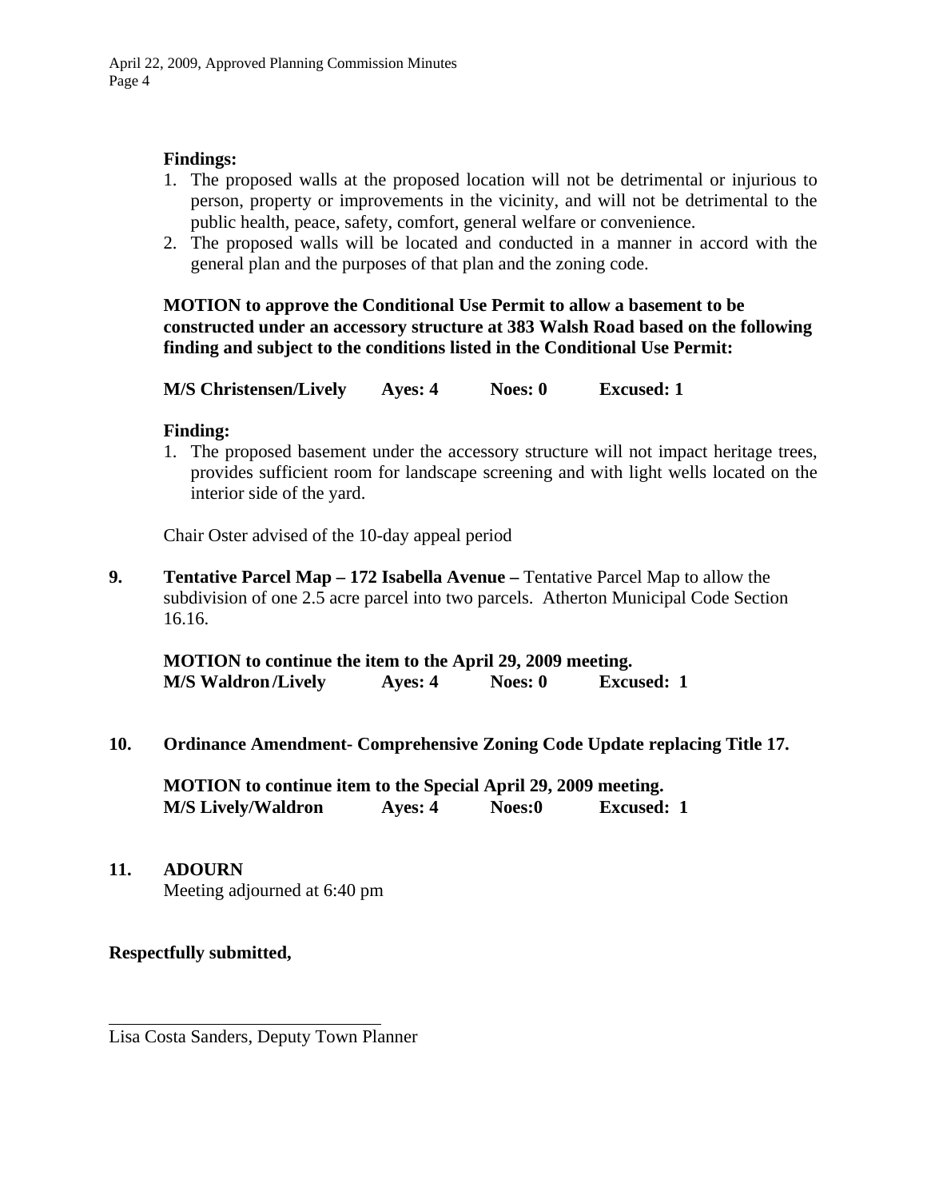**Findings:**

1. The proposed walls at the proposed location will not be detrimental or injurious to person, property or improvements in the vicinity, and will not be detrimental to the public health, peace, safety, comfort, general welfare or convenience.
2. The proposed walls will be located and conducted in a manner in accord with the general plan and the purposes of that plan and the zoning code.

**MOTION to approve the Conditional Use Permit to allow a basement to be constructed under an accessory structure at 383 Walsh Road based on the following finding and subject to the conditions listed in the Conditional Use Permit:**

**M/S Christensen/Lively Ayes: 4 Noes: 0 Excused: 1**

**Finding:**

1. The proposed basement under the accessory structure will not impact heritage trees, provides sufficient room for landscape screening and with light wells located on the interior side of the yard.

Chair Oster advised of the 10-day appeal period

**9. Tentative Parcel Map – 172 Isabella Avenue –** Tentative Parcel Map to allow the subdivision of one 2.5 acre parcel into two parcels. Atherton Municipal Code Section 16.16.

**MOTION to continue the item to the April 29, 2009 meeting.**
**M/S Waldron /Lively Ayes: 4 Noes: 0 Excused: 1**

**10. Ordinance Amendment- Comprehensive Zoning Code Update replacing Title 17.**

**MOTION to continue item to the Special April 29, 2009 meeting.**
**M/S Lively/Waldron Ayes: 4 Noes:0 Excused: 1**

**11. ADOURN**
Meeting adjourned at 6:40 pm

**Respectfully submitted,**

\_\_\_\_\_\_\_\_\_\_\_\_\_\_\_\_\_\_\_\_\_\_\_\_\_\_\_\_\_\_\_\_\_\_\_\_
Lisa Costa Sanders, Deputy Town Planner